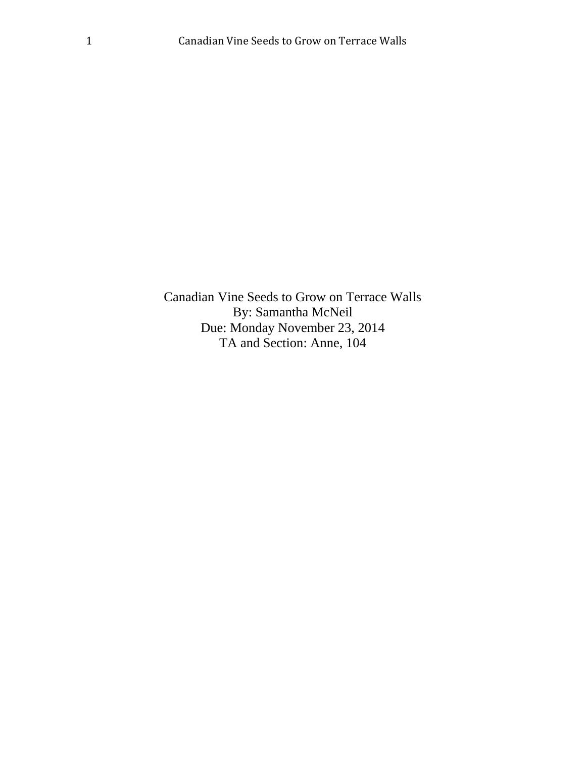Canadian Vine Seeds to Grow on Terrace Walls

By: Samantha McNeil

Due: Monday November 23, 2014

TA and Section: Anne, 104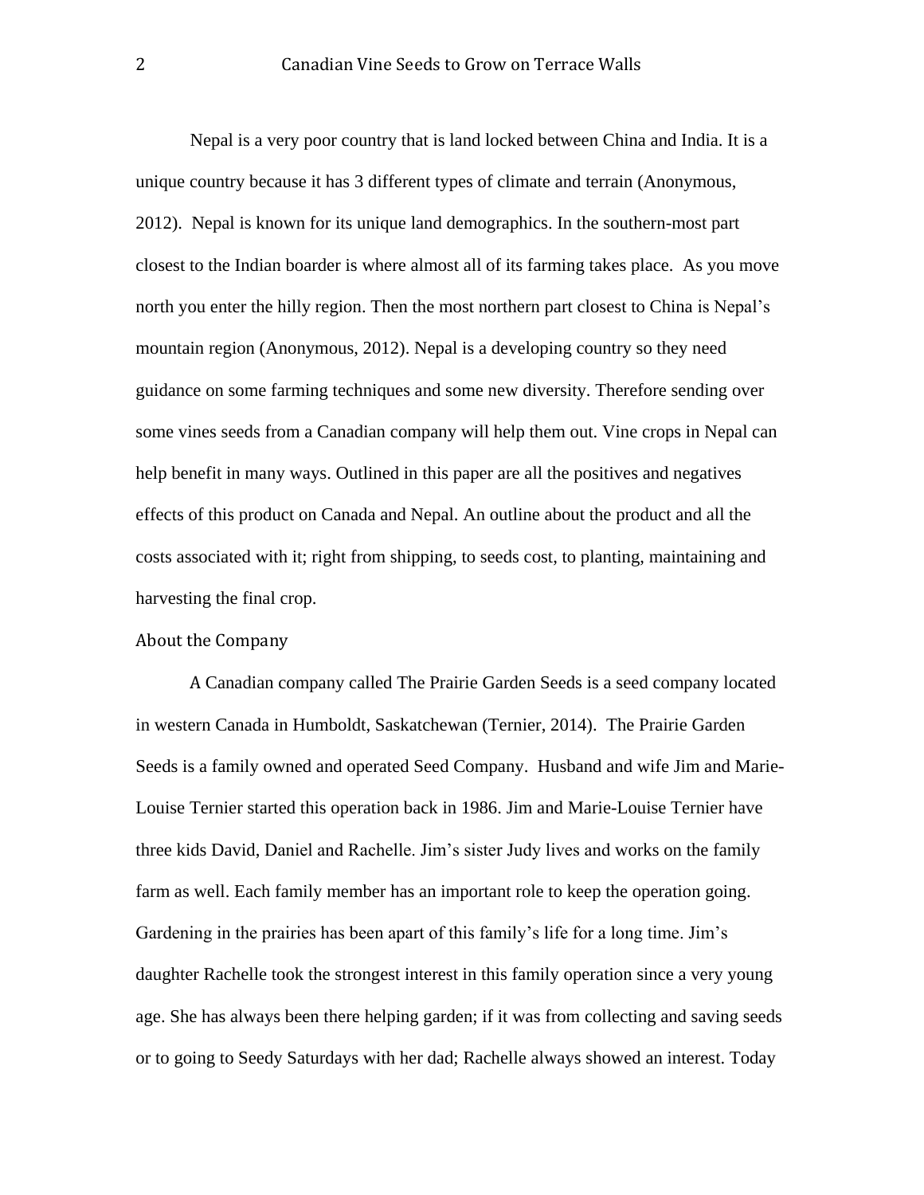Nepal is a very poor country that is land locked between China and India. It is a unique country because it has 3 different types of climate and terrain (Anonymous, 2012). Nepal is known for its unique land demographics. In the southern-most part closest to the Indian boarder is where almost all of its farming takes place. As you move north you enter the hilly region. Then the most northern part closest to China is Nepal's mountain region (Anonymous, 2012). Nepal is a developing country so they need guidance on some farming techniques and some new diversity. Therefore sending over some vines seeds from a Canadian company will help them out. Vine crops in Nepal can help benefit in many ways. Outlined in this paper are all the positives and negatives effects of this product on Canada and Nepal. An outline about the product and all the costs associated with it; right from shipping, to seeds cost, to planting, maintaining and harvesting the final crop.

## About the Company

A Canadian company called The Prairie Garden Seeds is a seed company located in western Canada in Humboldt, Saskatchewan (Ternier, 2014). The Prairie Garden Seeds is a family owned and operated Seed Company. Husband and wife Jim and Marie-Louise Ternier started this operation back in 1986. Jim and Marie-Louise Ternier have three kids David, Daniel and Rachelle. Jim's sister Judy lives and works on the family farm as well. Each family member has an important role to keep the operation going. Gardening in the prairies has been apart of this family's life for a long time. Jim's daughter Rachelle took the strongest interest in this family operation since a very young age. She has always been there helping garden; if it was from collecting and saving seeds or to going to Seedy Saturdays with her dad; Rachelle always showed an interest. Today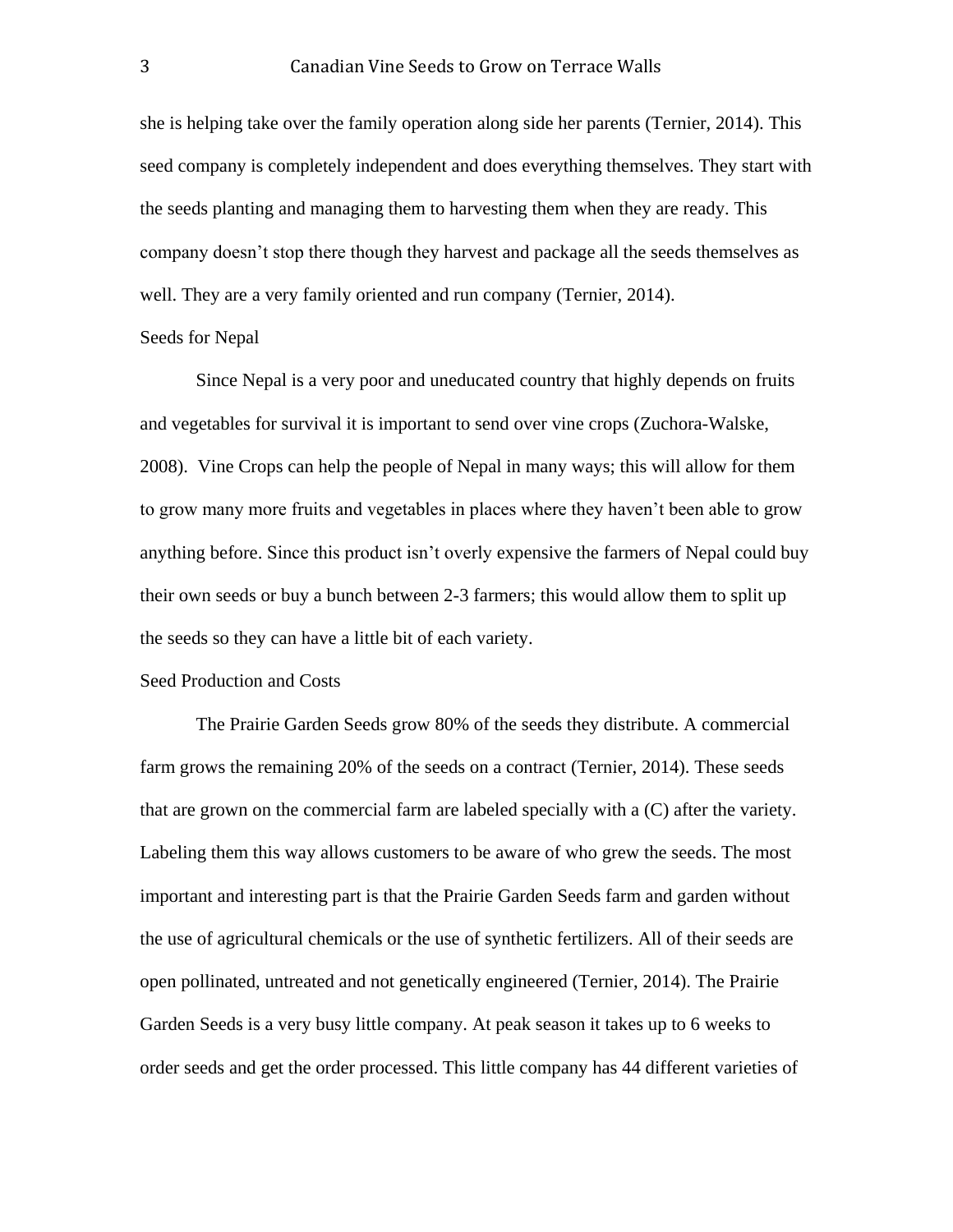she is helping take over the family operation along side her parents (Ternier, 2014). This seed company is completely independent and does everything themselves. They start with the seeds planting and managing them to harvesting them when they are ready. This company doesn't stop there though they harvest and package all the seeds themselves as well. They are a very family oriented and run company (Ternier, 2014).

## Seeds for Nepal

Since Nepal is a very poor and uneducated country that highly depends on fruits and vegetables for survival it is important to send over vine crops (Zuchora-Walske, 2008). Vine Crops can help the people of Nepal in many ways; this will allow for them to grow many more fruits and vegetables in places where they haven't been able to grow anything before. Since this product isn't overly expensive the farmers of Nepal could buy their own seeds or buy a bunch between 2-3 farmers; this would allow them to split up the seeds so they can have a little bit of each variety.

## Seed Production and Costs

The Prairie Garden Seeds grow 80% of the seeds they distribute. A commercial farm grows the remaining 20% of the seeds on a contract (Ternier, 2014). These seeds that are grown on the commercial farm are labeled specially with a (C) after the variety. Labeling them this way allows customers to be aware of who grew the seeds. The most important and interesting part is that the Prairie Garden Seeds farm and garden without the use of agricultural chemicals or the use of synthetic fertilizers. All of their seeds are open pollinated, untreated and not genetically engineered (Ternier, 2014). The Prairie Garden Seeds is a very busy little company. At peak season it takes up to 6 weeks to order seeds and get the order processed. This little company has 44 different varieties of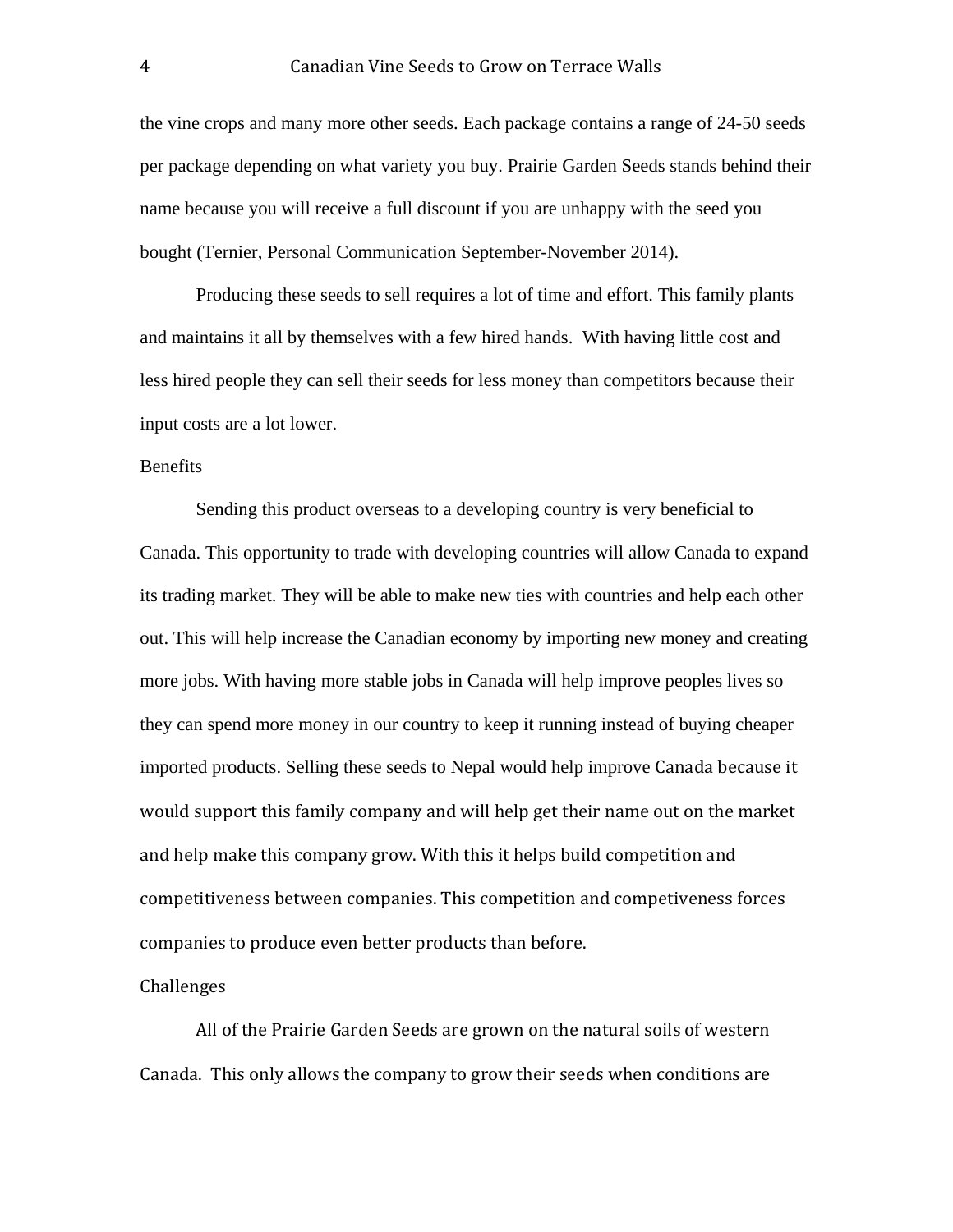the vine crops and many more other seeds. Each package contains a range of 24-50 seeds per package depending on what variety you buy. Prairie Garden Seeds stands behind their name because you will receive a full discount if you are unhappy with the seed you bought (Ternier, Personal Communication September-November 2014).

Producing these seeds to sell requires a lot of time and effort. This family plants and maintains it all by themselves with a few hired hands. With having little cost and less hired people they can sell their seeds for less money than competitors because their input costs are a lot lower.

## Benefits

Sending this product overseas to a developing country is very beneficial to Canada. This opportunity to trade with developing countries will allow Canada to expand its trading market. They will be able to make new ties with countries and help each other out. This will help increase the Canadian economy by importing new money and creating more jobs. With having more stable jobs in Canada will help improve peoples lives so they can spend more money in our country to keep it running instead of buying cheaper imported products. Selling these seeds to Nepal would help improve Canada because it would support this family company and will help get their name out on the market and help make this company grow. With this it helps build competition and competitiveness between companies. This competition and competiveness forces companies to produce even better products than before.

## Challenges

All of the Prairie Garden Seeds are grown on the natural soils of western Canada. This only allows the company to grow their seeds when conditions are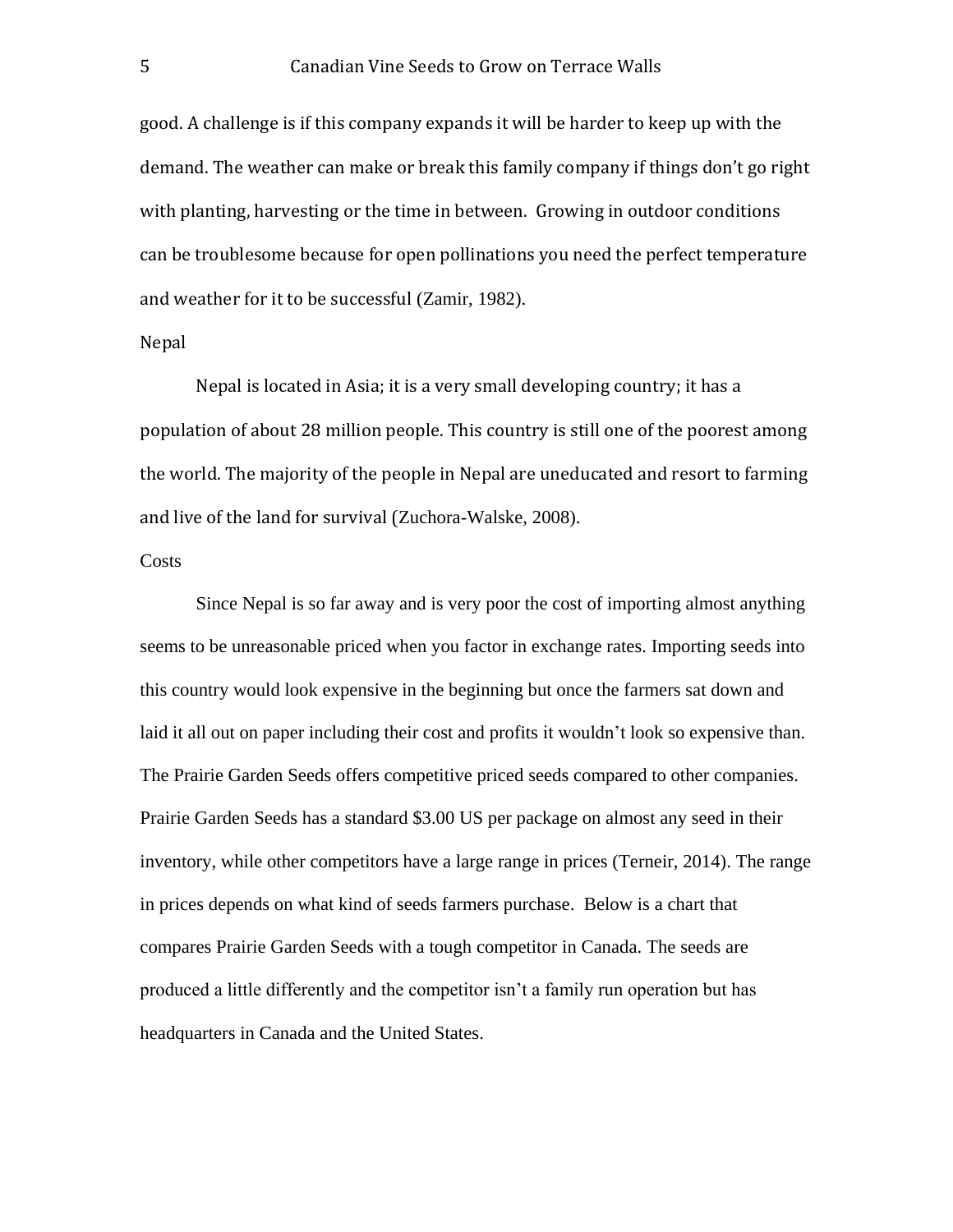good. A challenge is if this company expands it will be harder to keep up with the demand. The weather can make or break this family company if things don't go right with planting, harvesting or the time in between. Growing in outdoor conditions can be troublesome because for open pollinations you need the perfect temperature and weather for it to be successful (Zamir, 1982).

## Nepal

Nepal is located in Asia; it is a very small developing country; it has a population of about 28 million people. This country is still one of the poorest among the world. The majority of the people in Nepal are uneducated and resort to farming and live of the land for survival (Zuchora-Walske, 2008).

## Costs

Since Nepal is so far away and is very poor the cost of importing almost anything seems to be unreasonable priced when you factor in exchange rates. Importing seeds into this country would look expensive in the beginning but once the farmers sat down and laid it all out on paper including their cost and profits it wouldn't look so expensive than. The Prairie Garden Seeds offers competitive priced seeds compared to other companies. Prairie Garden Seeds has a standard $3.00 US per package on almost any seed in their inventory, while other competitors have a large range in prices (Terneir, 2014). The range in prices depends on what kind of seeds farmers purchase. Below is a chart that compares Prairie Garden Seeds with a tough competitor in Canada. The seeds are produced a little differently and the competitor isn't a family run operation but has headquarters in Canada and the United States.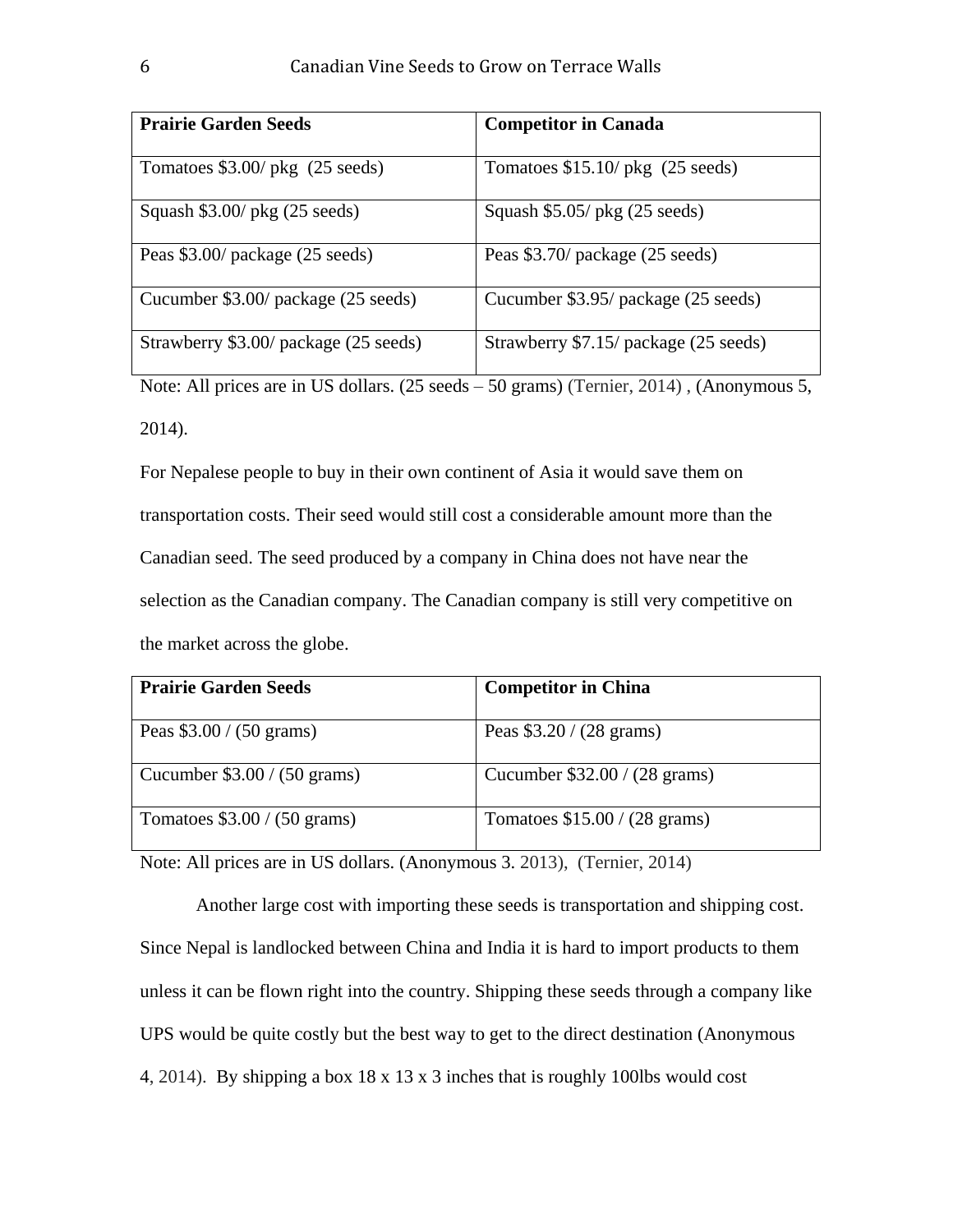| Prairie Garden Seeds | Competitor in Canada |
| --- | --- |
| Tomatoes $3.00/ pkg (25 seeds) | Tomatoes $15.10/ pkg (25 seeds) |
| Squash $3.00/ pkg (25 seeds) | Squash $5.05/ pkg (25 seeds) |
| Peas $3.00/ package (25 seeds) | Peas $3.70/ package (25 seeds) |
| Cucumber $3.00/ package (25 seeds) | Cucumber $3.95/ package (25 seeds) |
| Strawberry $3.00/ package (25 seeds) | Strawberry $7.15/ package (25 seeds) |

Note: All prices are in US dollars. (25 seeds – 50 grams) (Ternier, 2014) , (Anonymous 5, 2014).

For Nepalese people to buy in their own continent of Asia it would save them on transportation costs. Their seed would still cost a considerable amount more than the Canadian seed. The seed produced by a company in China does not have near the selection as the Canadian company. The Canadian company is still very competitive on the market across the globe.

| Prairie Garden Seeds | Competitor in China |
| --- | --- |
| Peas $3.00 / (50 grams) | Peas $3.20 / (28 grams) |
| Cucumber $3.00 / (50 grams) | Cucumber $32.00 / (28 grams) |
| Tomatoes $3.00 / (50 grams) | Tomatoes $15.00 / (28 grams) |

Note: All prices are in US dollars. (Anonymous 3. 2013), (Ternier, 2014)

Another large cost with importing these seeds is transportation and shipping cost. Since Nepal is landlocked between China and India it is hard to import products to them unless it can be flown right into the country. Shipping these seeds through a company like UPS would be quite costly but the best way to get to the direct destination (Anonymous 4, 2014). By shipping a box 18 x 13 x 3 inches that is roughly 100lbs would cost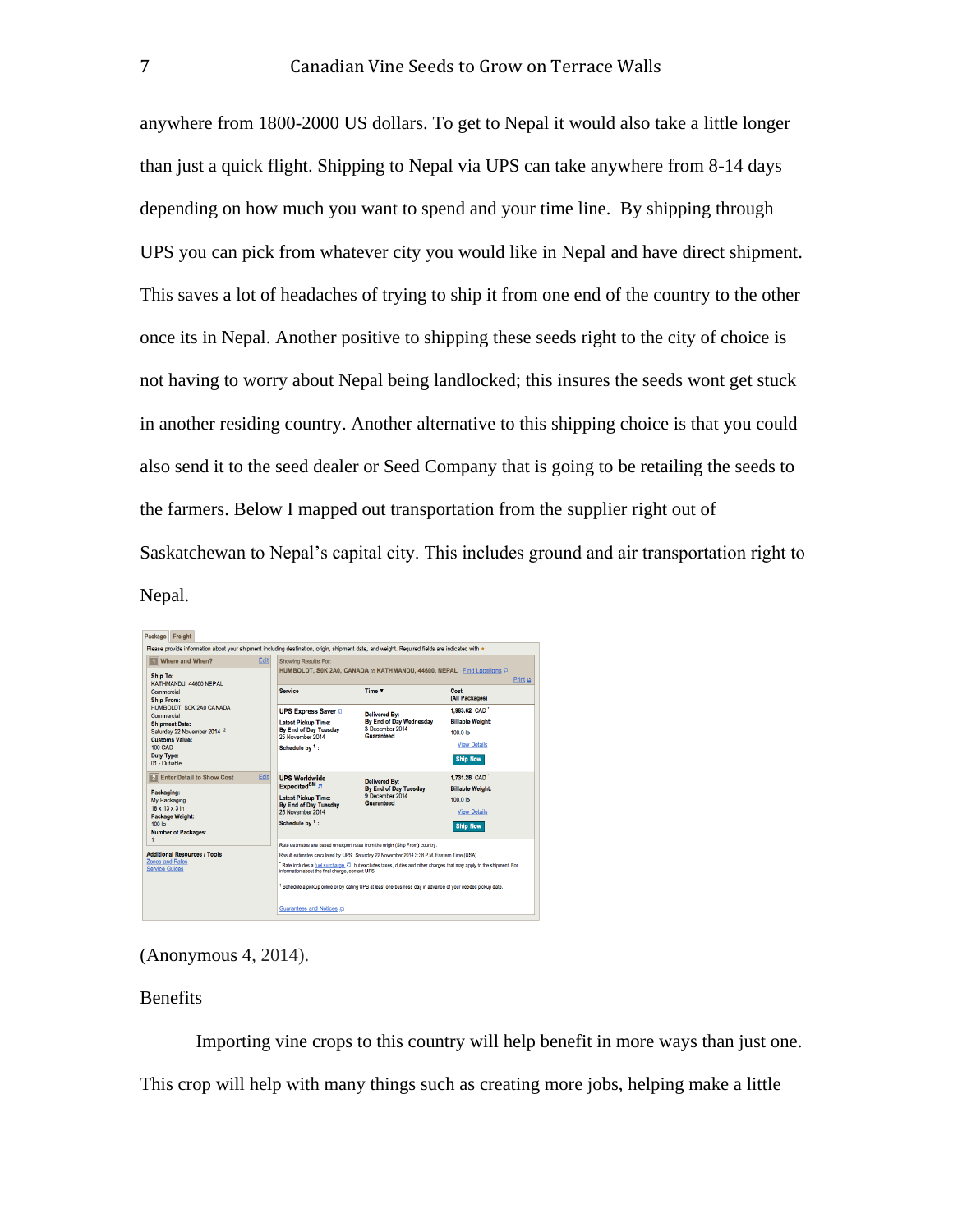anywhere from 1800-2000 US dollars. To get to Nepal it would also take a little longer than just a quick flight. Shipping to Nepal via UPS can take anywhere from 8-14 days depending on how much you want to spend and your time line. By shipping through UPS you can pick from whatever city you would like in Nepal and have direct shipment. This saves a lot of headaches of trying to ship it from one end of the country to the other once its in Nepal. Another positive to shipping these seeds right to the city of choice is not having to worry about Nepal being landlocked; this insures the seeds wont get stuck in another residing country. Another alternative to this shipping choice is that you could also send it to the seed dealer or Seed Company that is going to be retailing the seeds to the farmers. Below I mapped out transportation from the supplier right out of Saskatchewan to Nepal's capital city. This includes ground and air transportation right to Nepal.

Package | Freight

Please provide information about your shipment including destination, origin, shipment date, and weight. Required fields are indicated with *.

**1 Where and When?** Edit

Ship To: KATHMANDU, 44600 NEPAL, Commercial
Ship From: HUMBOLDT, S0K 2A0 CANADA, Commercial
Shipment Date: Saturday 22 November 2014 [2]
Customs Value: 100 CAD
Duty Type: 01 - Dutiable

**2 Enter Detail to Show Cost** Edit

Packaging: My Packaging, 18 x 13 x 3 in
Package Weight: 100 lb
Number of Packages: 1

Additional Resources / Tools
Zones and Rates
Service Guides

Showing Results For:
HUMBOLDT, S0K 2A0, CANADA to KATHMANDU, 44600, NEPAL Find Locations

| Service | Time | Cost (All Packages) |
|---|---|---|
| UPS Express Saver; Latest Pickup Time: By End of Day Tuesday 25 November 2014; Schedule by [1]: | Delivered By: By End of Day Wednesday 3 December 2014 Guaranteed | 1,963.62 CAD [*]; Billable Weight: 100.0 lb; View Details; Ship Now |
| UPS Worldwide Expedited[SM]; Latest Pickup Time: By End of Day Tuesday 25 November 2014; Schedule by [1]: | Delivered By: By End of Day Tuesday 9 December 2014 Guaranteed | 1,731.28 CAD [*]; Billable Weight: 100.0 lb; View Details; Ship Now |

Rate estimates are based on export rates from the origin (Ship From) country.
Result estimates calculated by UPS: Saturday 22 November 2014 3:38 P.M. Eastern Time (USA)
[*] Rate includes a fuel surcharge, but excludes taxes, duties and other charges that may apply to the shipment. For information about the final charge, contact UPS.
[1] Schedule a pickup online or by calling UPS at least one business day in advance of your needed pickup date.
Guarantees and Notices

(Anonymous 4, 2014).

Benefits

Importing vine crops to this country will help benefit in more ways than just one. This crop will help with many things such as creating more jobs, helping make a little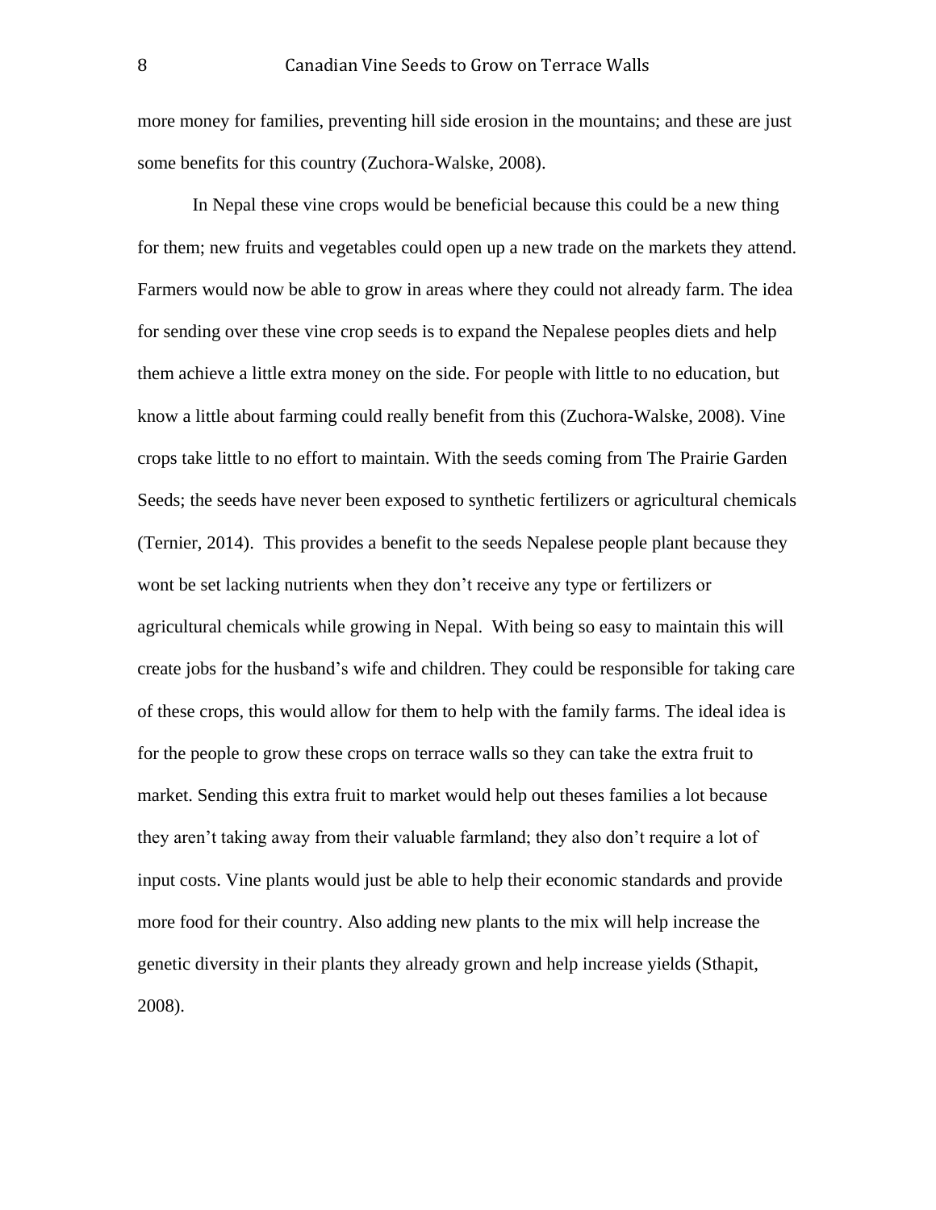more money for families, preventing hill side erosion in the mountains; and these are just some benefits for this country (Zuchora-Walske, 2008).

In Nepal these vine crops would be beneficial because this could be a new thing for them; new fruits and vegetables could open up a new trade on the markets they attend. Farmers would now be able to grow in areas where they could not already farm. The idea for sending over these vine crop seeds is to expand the Nepalese peoples diets and help them achieve a little extra money on the side. For people with little to no education, but know a little about farming could really benefit from this (Zuchora-Walske, 2008). Vine crops take little to no effort to maintain. With the seeds coming from The Prairie Garden Seeds; the seeds have never been exposed to synthetic fertilizers or agricultural chemicals (Ternier, 2014). This provides a benefit to the seeds Nepalese people plant because they wont be set lacking nutrients when they don't receive any type or fertilizers or agricultural chemicals while growing in Nepal. With being so easy to maintain this will create jobs for the husband's wife and children. They could be responsible for taking care of these crops, this would allow for them to help with the family farms. The ideal idea is for the people to grow these crops on terrace walls so they can take the extra fruit to market. Sending this extra fruit to market would help out theses families a lot because they aren't taking away from their valuable farmland; they also don't require a lot of input costs. Vine plants would just be able to help their economic standards and provide more food for their country. Also adding new plants to the mix will help increase the genetic diversity in their plants they already grown and help increase yields (Sthapit, 2008).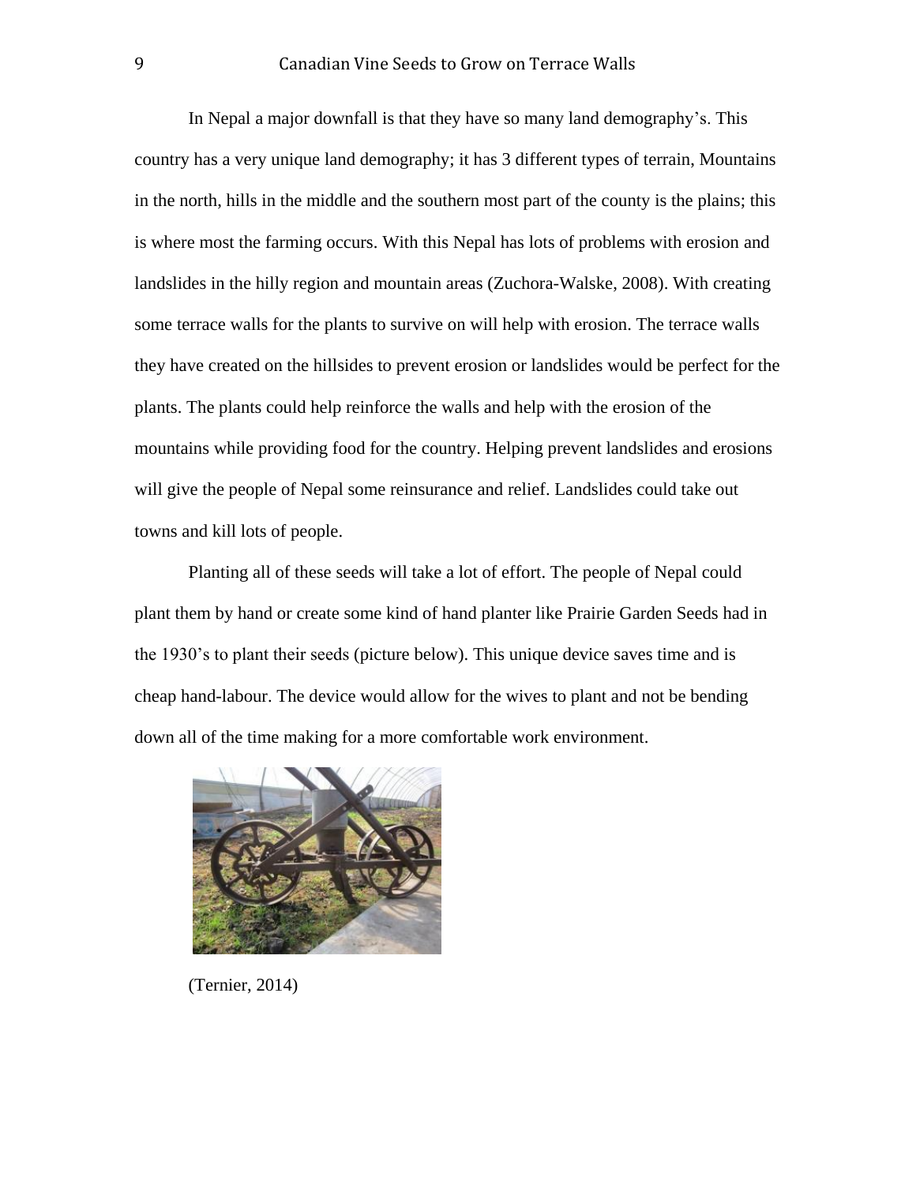In Nepal a major downfall is that they have so many land demography's. This country has a very unique land demography; it has 3 different types of terrain, Mountains in the north, hills in the middle and the southern most part of the county is the plains; this is where most the farming occurs. With this Nepal has lots of problems with erosion and landslides in the hilly region and mountain areas (Zuchora-Walske, 2008). With creating some terrace walls for the plants to survive on will help with erosion. The terrace walls they have created on the hillsides to prevent erosion or landslides would be perfect for the plants. The plants could help reinforce the walls and help with the erosion of the mountains while providing food for the country. Helping prevent landslides and erosions will give the people of Nepal some reinsurance and relief. Landslides could take out towns and kill lots of people.

Planting all of these seeds will take a lot of effort. The people of Nepal could plant them by hand or create some kind of hand planter like Prairie Garden Seeds had in the 1930's to plant their seeds (picture below). This unique device saves time and is cheap hand-labour. The device would allow for the wives to plant and not be bending down all of the time making for a more comfortable work environment.

(Ternier, 2014)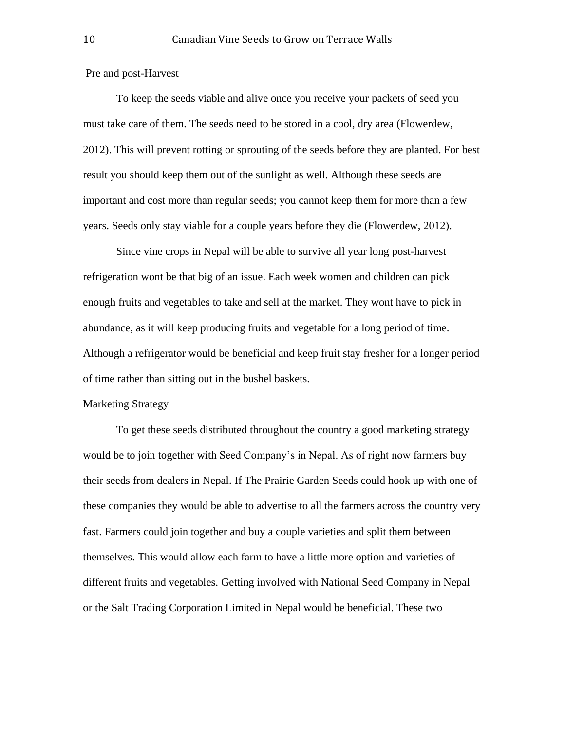## Pre and post-Harvest

To keep the seeds viable and alive once you receive your packets of seed you must take care of them. The seeds need to be stored in a cool, dry area (Flowerdew, 2012). This will prevent rotting or sprouting of the seeds before they are planted. For best result you should keep them out of the sunlight as well. Although these seeds are important and cost more than regular seeds; you cannot keep them for more than a few years. Seeds only stay viable for a couple years before they die (Flowerdew, 2012).

Since vine crops in Nepal will be able to survive all year long post-harvest refrigeration wont be that big of an issue. Each week women and children can pick enough fruits and vegetables to take and sell at the market. They wont have to pick in abundance, as it will keep producing fruits and vegetable for a long period of time. Although a refrigerator would be beneficial and keep fruit stay fresher for a longer period of time rather than sitting out in the bushel baskets.

## Marketing Strategy

To get these seeds distributed throughout the country a good marketing strategy would be to join together with Seed Company's in Nepal. As of right now farmers buy their seeds from dealers in Nepal. If The Prairie Garden Seeds could hook up with one of these companies they would be able to advertise to all the farmers across the country very fast. Farmers could join together and buy a couple varieties and split them between themselves. This would allow each farm to have a little more option and varieties of different fruits and vegetables. Getting involved with National Seed Company in Nepal or the Salt Trading Corporation Limited in Nepal would be beneficial. These two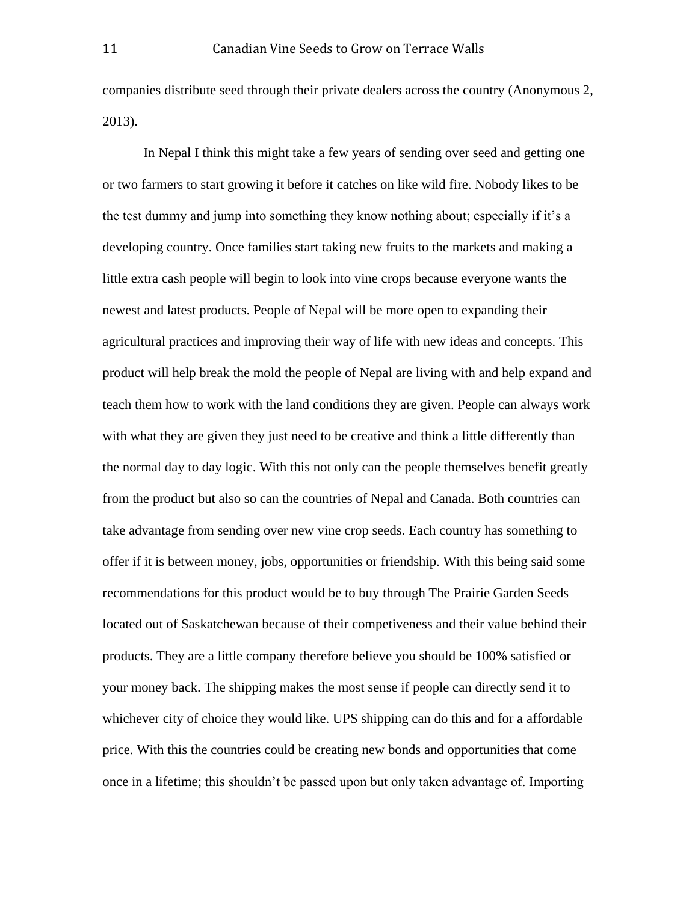companies distribute seed through their private dealers across the country (Anonymous 2, 2013).

In Nepal I think this might take a few years of sending over seed and getting one or two farmers to start growing it before it catches on like wild fire. Nobody likes to be the test dummy and jump into something they know nothing about; especially if it's a developing country. Once families start taking new fruits to the markets and making a little extra cash people will begin to look into vine crops because everyone wants the newest and latest products. People of Nepal will be more open to expanding their agricultural practices and improving their way of life with new ideas and concepts. This product will help break the mold the people of Nepal are living with and help expand and teach them how to work with the land conditions they are given. People can always work with what they are given they just need to be creative and think a little differently than the normal day to day logic. With this not only can the people themselves benefit greatly from the product but also so can the countries of Nepal and Canada. Both countries can take advantage from sending over new vine crop seeds. Each country has something to offer if it is between money, jobs, opportunities or friendship. With this being said some recommendations for this product would be to buy through The Prairie Garden Seeds located out of Saskatchewan because of their competiveness and their value behind their products. They are a little company therefore believe you should be 100% satisfied or your money back. The shipping makes the most sense if people can directly send it to whichever city of choice they would like. UPS shipping can do this and for a affordable price. With this the countries could be creating new bonds and opportunities that come once in a lifetime; this shouldn't be passed upon but only taken advantage of. Importing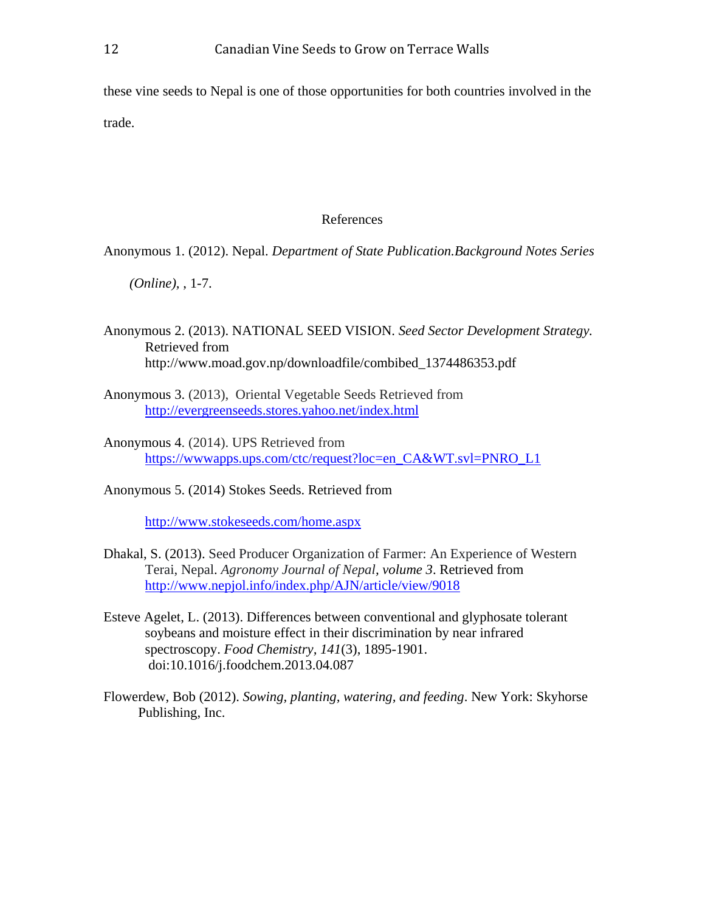these vine seeds to Nepal is one of those opportunities for both countries involved in the trade.

## References

Anonymous 1. (2012). Nepal. *Department of State Publication.Background Notes Series (Online)*, , 1-7.

Anonymous 2. (2013). NATIONAL SEED VISION. *Seed Sector Development Strategy.* Retrieved from http://www.moad.gov.np/downloadfile/combibed_1374486353.pdf

Anonymous 3. (2013), Oriental Vegetable Seeds Retrieved from http://evergreenseeds.stores.yahoo.net/index.html

Anonymous 4. (2014). UPS Retrieved from https://wwwapps.ups.com/ctc/request?loc=en_CA&WT.svl=PNRO_L1

Anonymous 5. (2014) Stokes Seeds. Retrieved from

http://www.stokeseeds.com/home.aspx

Dhakal, S. (2013). Seed Producer Organization of Farmer: An Experience of Western Terai, Nepal. *Agronomy Journal of Nepal, volume 3*. Retrieved from http://www.nepjol.info/index.php/AJN/article/view/9018

Esteve Agelet, L. (2013). Differences between conventional and glyphosate tolerant soybeans and moisture effect in their discrimination by near infrared spectroscopy. *Food Chemistry, 141*(3), 1895-1901. doi:10.1016/j.foodchem.2013.04.087

Flowerdew, Bob (2012). *Sowing, planting, watering, and feeding*. New York: Skyhorse Publishing, Inc.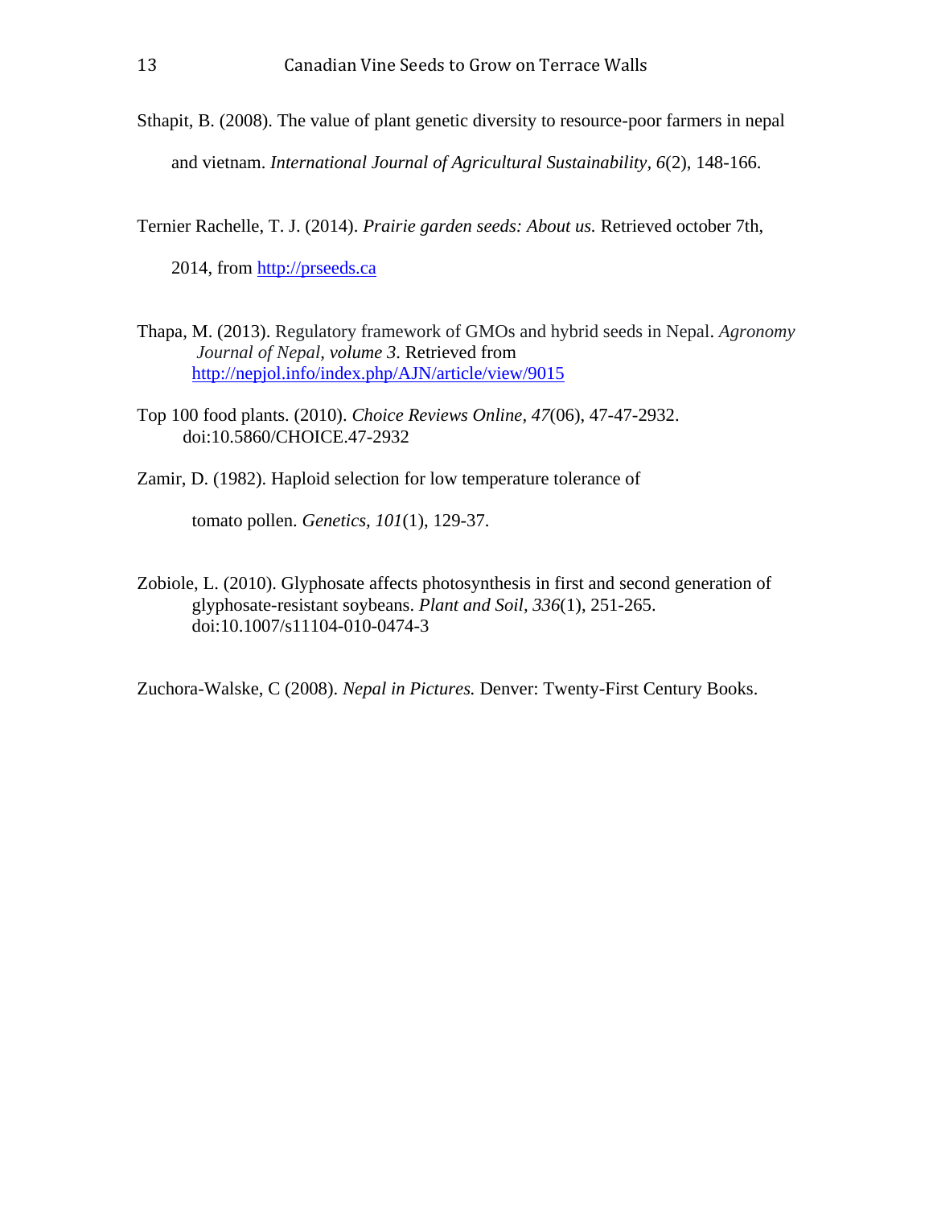Sthapit, B. (2008). The value of plant genetic diversity to resource-poor farmers in nepal and vietnam. *International Journal of Agricultural Sustainability, 6*(2), 148-166.

Ternier Rachelle, T. J. (2014). *Prairie garden seeds: About us.* Retrieved october 7th, 2014, from http://prseeds.ca

Thapa, M. (2013). Regulatory framework of GMOs and hybrid seeds in Nepal. *Agronomy Journal of Nepal, volume 3*. Retrieved from http://nepjol.info/index.php/AJN/article/view/9015

Top 100 food plants. (2010). *Choice Reviews Online, 47*(06), 47-47-2932. doi:10.5860/CHOICE.47-2932

Zamir, D. (1982). Haploid selection for low temperature tolerance of tomato pollen. *Genetics, 101*(1), 129-37.

Zobiole, L. (2010). Glyphosate affects photosynthesis in first and second generation of glyphosate-resistant soybeans. *Plant and Soil, 336*(1), 251-265. doi:10.1007/s11104-010-0474-3

Zuchora-Walske, C (2008). *Nepal in Pictures.* Denver: Twenty-First Century Books.